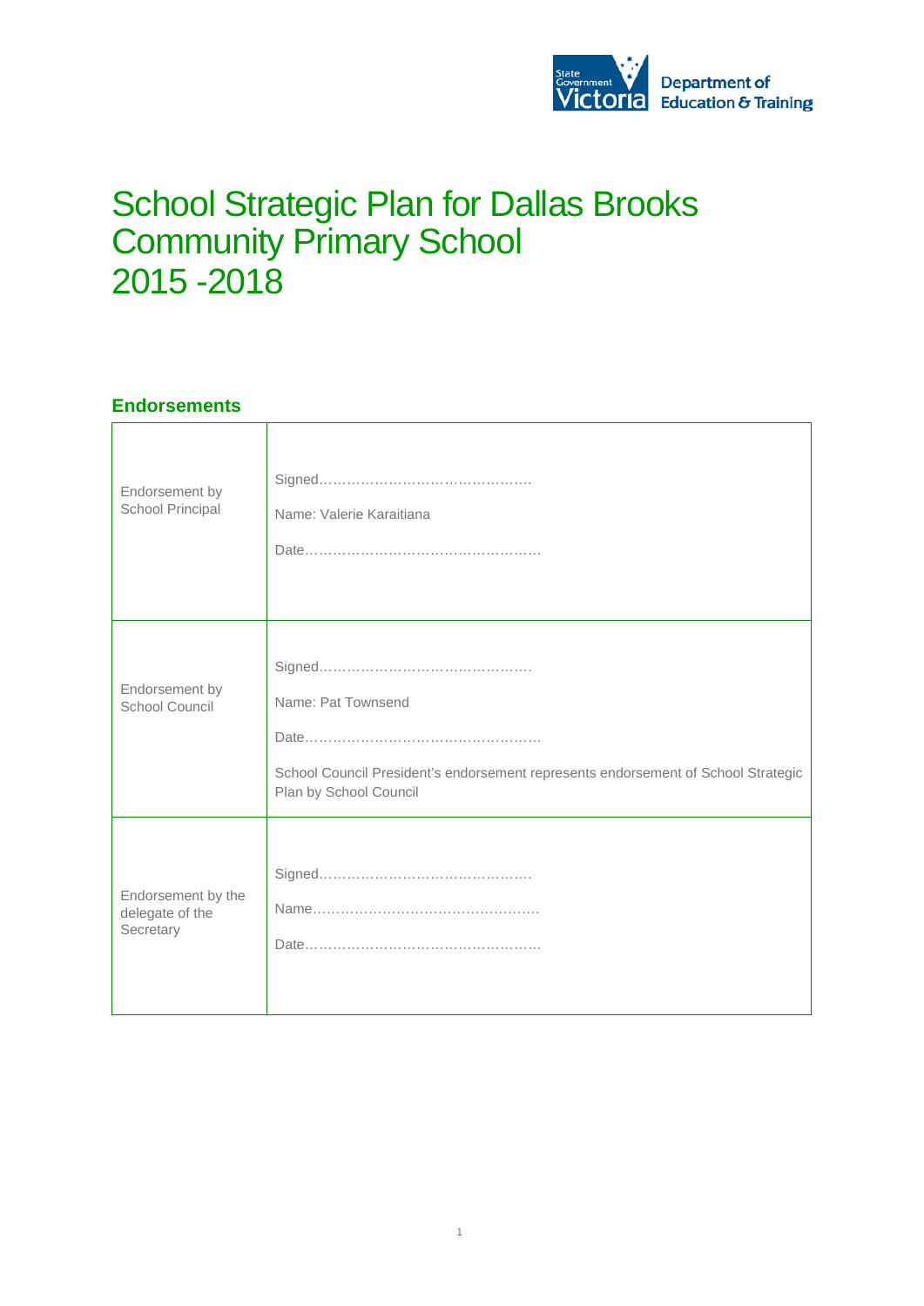Department of Education & Training

# School Strategic Plan for Dallas Brooks Community Primary School 2015 -2018

## Endorsements

| | |
|---|---|
| Endorsement by School Principal | Signed…………………………………………<br>Name: Valerie Karaitiana<br>Date…………………………………………… |
| Endorsement by School Council | Signed…………………………………………<br>Name: Pat Townsend<br>Date……………………………………………<br>School Council President's endorsement represents endorsement of School Strategic Plan by School Council |
| Endorsement by the delegate of the Secretary | Signed…………………………………………<br>Name……………………………………………<br>Date…………………………………………… |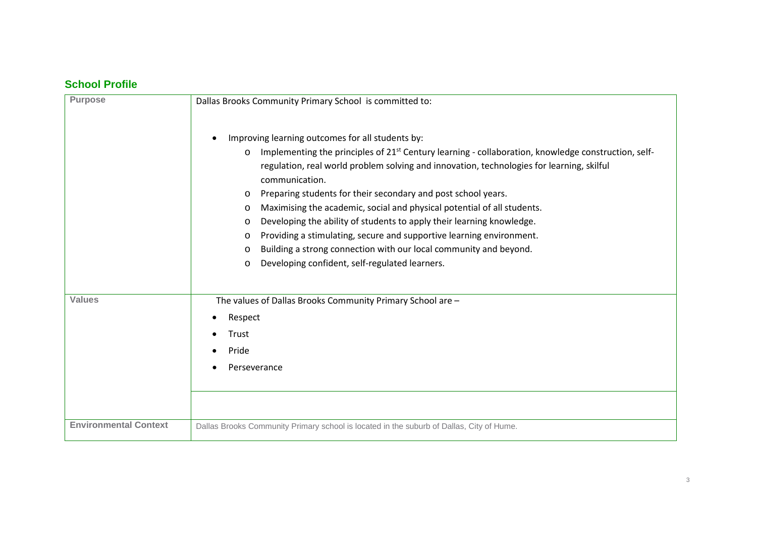## School Profile

| | |
|---|---|
| **Purpose** | Dallas Brooks Community Primary School is committed to:<br><br>• Improving learning outcomes for all students by:<br>  o Implementing the principles of 21st Century learning - collaboration, knowledge construction, self-regulation, real world problem solving and innovation, technologies for learning, skilful communication.<br>  o Preparing students for their secondary and post school years.<br>  o Maximising the academic, social and physical potential of all students.<br>  o Developing the ability of students to apply their learning knowledge.<br>  o Providing a stimulating, secure and supportive learning environment.<br>  o Building a strong connection with our local community and beyond.<br>  o Developing confident, self-regulated learners. |
| **Values** | The values of Dallas Brooks Community Primary School are –<br>• Respect<br>• Trust<br>• Pride<br>• Perseverance |
| | |
| **Environmental Context** | Dallas Brooks Community Primary school is located in the suburb of Dallas, City of Hume. |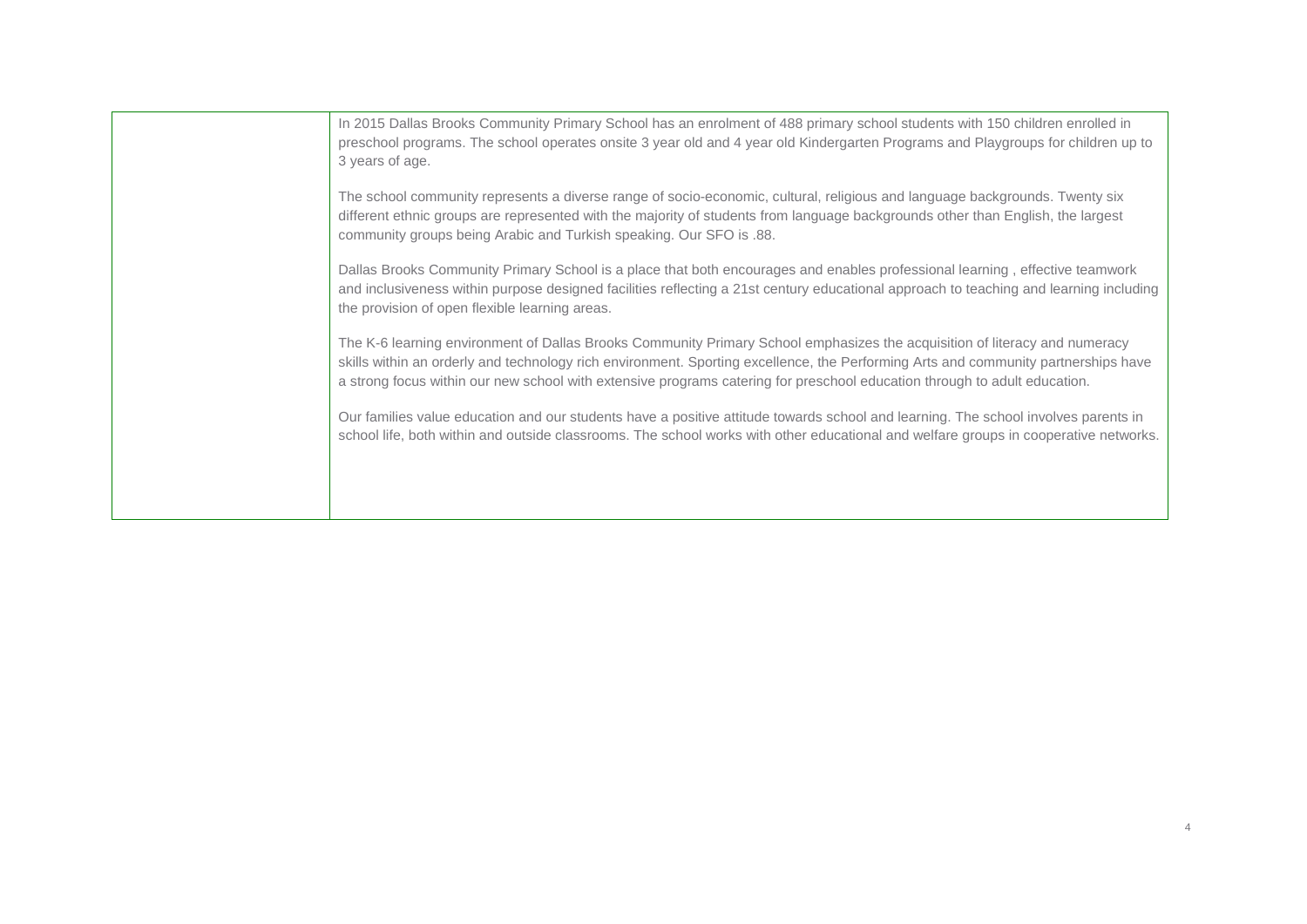| | |
|---|---|
| | In 2015 Dallas Brooks Community Primary School has an enrolment of 488 primary school students with 150 children enrolled in preschool programs. The school operates onsite 3 year old and 4 year old Kindergarten Programs and Playgroups for children up to 3 years of age.<br><br>The school community represents a diverse range of socio-economic, cultural, religious and language backgrounds. Twenty six different ethnic groups are represented with the majority of students from language backgrounds other than English, the largest community groups being Arabic and Turkish speaking. Our SFO is .88.<br><br>Dallas Brooks Community Primary School is a place that both encourages and enables professional learning , effective teamwork and inclusiveness within purpose designed facilities reflecting a 21st century educational approach to teaching and learning including the provision of open flexible learning areas.<br><br>The K-6 learning environment of Dallas Brooks Community Primary School emphasizes the acquisition of literacy and numeracy skills within an orderly and technology rich environment. Sporting excellence, the Performing Arts and community partnerships have a strong focus within our new school with extensive programs catering for preschool education through to adult education.<br><br>Our families value education and our students have a positive attitude towards school and learning. The school involves parents in school life, both within and outside classrooms. The school works with other educational and welfare groups in cooperative networks. |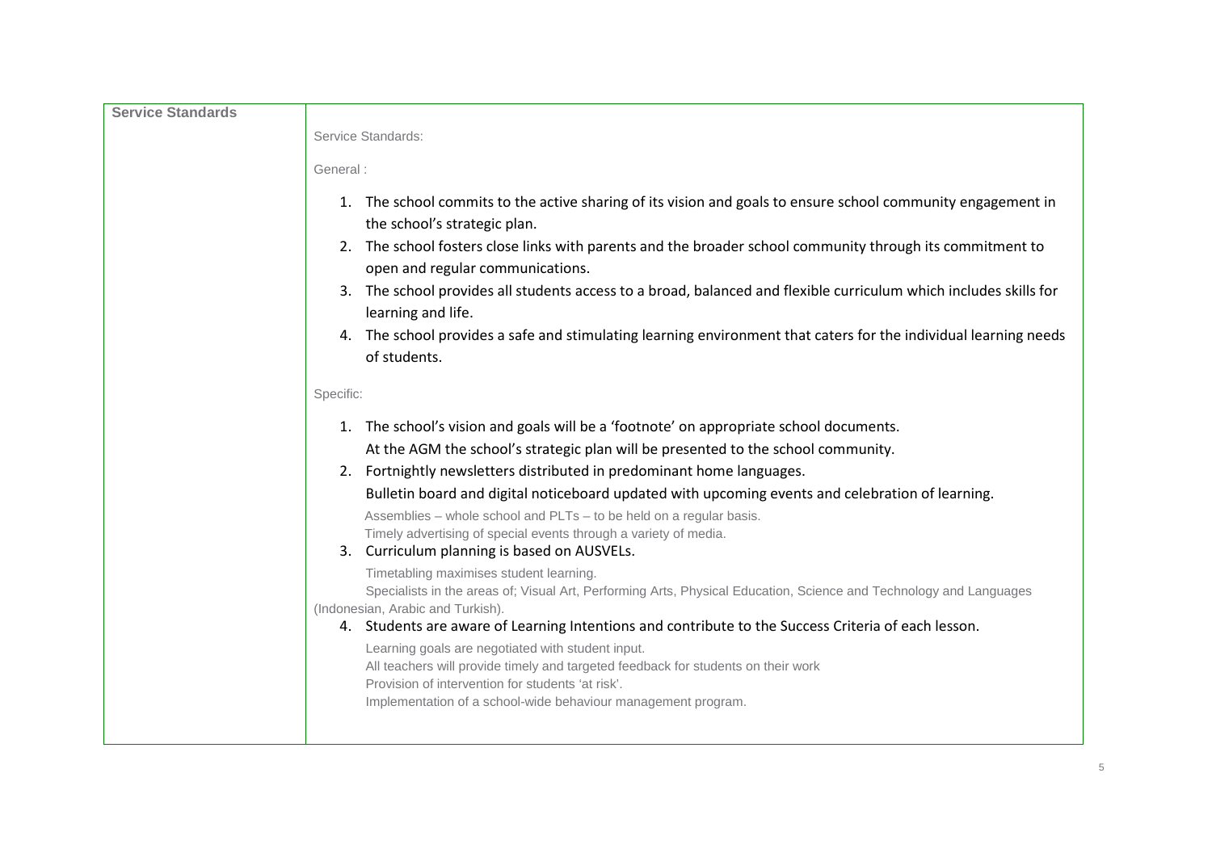| Service Standards | Service Standards:<br><br>General :<br><br>1. The school commits to the active sharing of its vision and goals to ensure school community engagement in the school's strategic plan.<br>2. The school fosters close links with parents and the broader school community through its commitment to open and regular communications.<br>3. The school provides all students access to a broad, balanced and flexible curriculum which includes skills for learning and life.<br>4. The school provides a safe and stimulating learning environment that caters for the individual learning needs of students.<br><br>Specific:<br><br>1. The school's vision and goals will be a 'footnote' on appropriate school documents.<br>At the AGM the school's strategic plan will be presented to the school community.<br>2. Fortnightly newsletters distributed in predominant home languages.<br>Bulletin board and digital noticeboard updated with upcoming events and celebration of learning.<br>Assemblies – whole school and PLTs – to be held on a regular basis.<br>Timely advertising of special events through a variety of media.<br>3. Curriculum planning is based on AUSVELs.<br>Timetabling maximises student learning.<br>Specialists in the areas of; Visual Art, Performing Arts, Physical Education, Science and Technology and Languages (Indonesian, Arabic and Turkish).<br>4. Students are aware of Learning Intentions and contribute to the Success Criteria of each lesson.<br>Learning goals are negotiated with student input.<br>All teachers will provide timely and targeted feedback for students on their work<br>Provision of intervention for students 'at risk'.<br>Implementation of a school-wide behaviour management program. |
|---|---|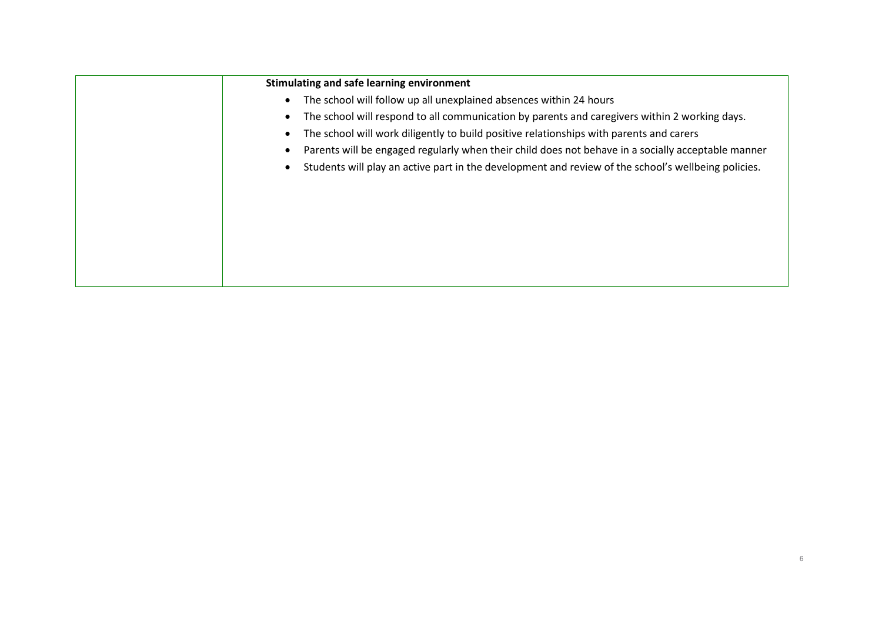| | |
|---|---|
| | **Stimulating and safe learning environment**<br>• The school will follow up all unexplained absences within 24 hours<br>• The school will respond to all communication by parents and caregivers within 2 working days.<br>• The school will work diligently to build positive relationships with parents and carers<br>• Parents will be engaged regularly when their child does not behave in a socially acceptable manner<br>• Students will play an active part in the development and review of the school's wellbeing policies. |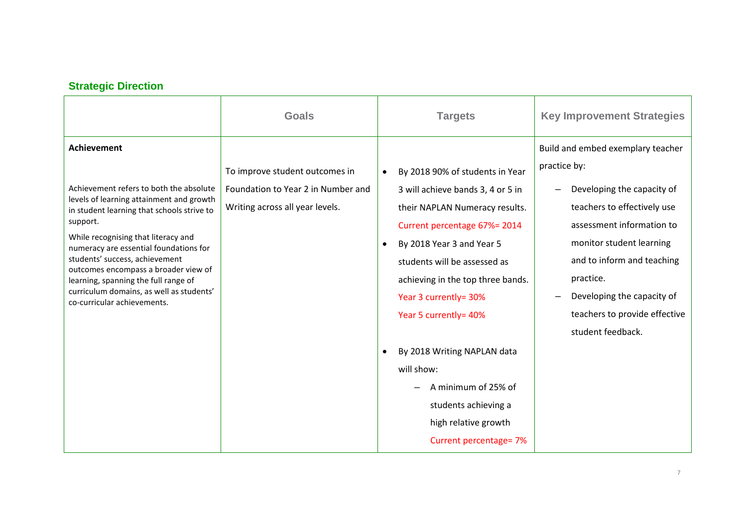## Strategic Direction

| | Goals | Targets | Key Improvement Strategies |
|---|---|---|---|
| **Achievement**<br><br>Achievement refers to both the absolute levels of learning attainment and growth in student learning that schools strive to support.<br><br>While recognising that literacy and numeracy are essential foundations for students' success, achievement outcomes encompass a broader view of learning, spanning the full range of curriculum domains, as well as students' co-curricular achievements. | To improve student outcomes in Foundation to Year 2 in Number and Writing across all year levels. | • By 2018 90% of students in Year 3 will achieve bands 3, 4 or 5 in their NAPLAN Numeracy results. Current percentage 67%= 2014<br>• By 2018 Year 3 and Year 5 students will be assessed as achieving in the top three bands. Year 3 currently= 30% Year 5 currently= 40%<br>• By 2018 Writing NAPLAN data will show:<br>– A minimum of 25% of students achieving a high relative growth Current percentage= 7% | Build and embed exemplary teacher practice by:<br>– Developing the capacity of teachers to effectively use assessment information to monitor student learning and to inform and teaching practice.<br>– Developing the capacity of teachers to provide effective student feedback. |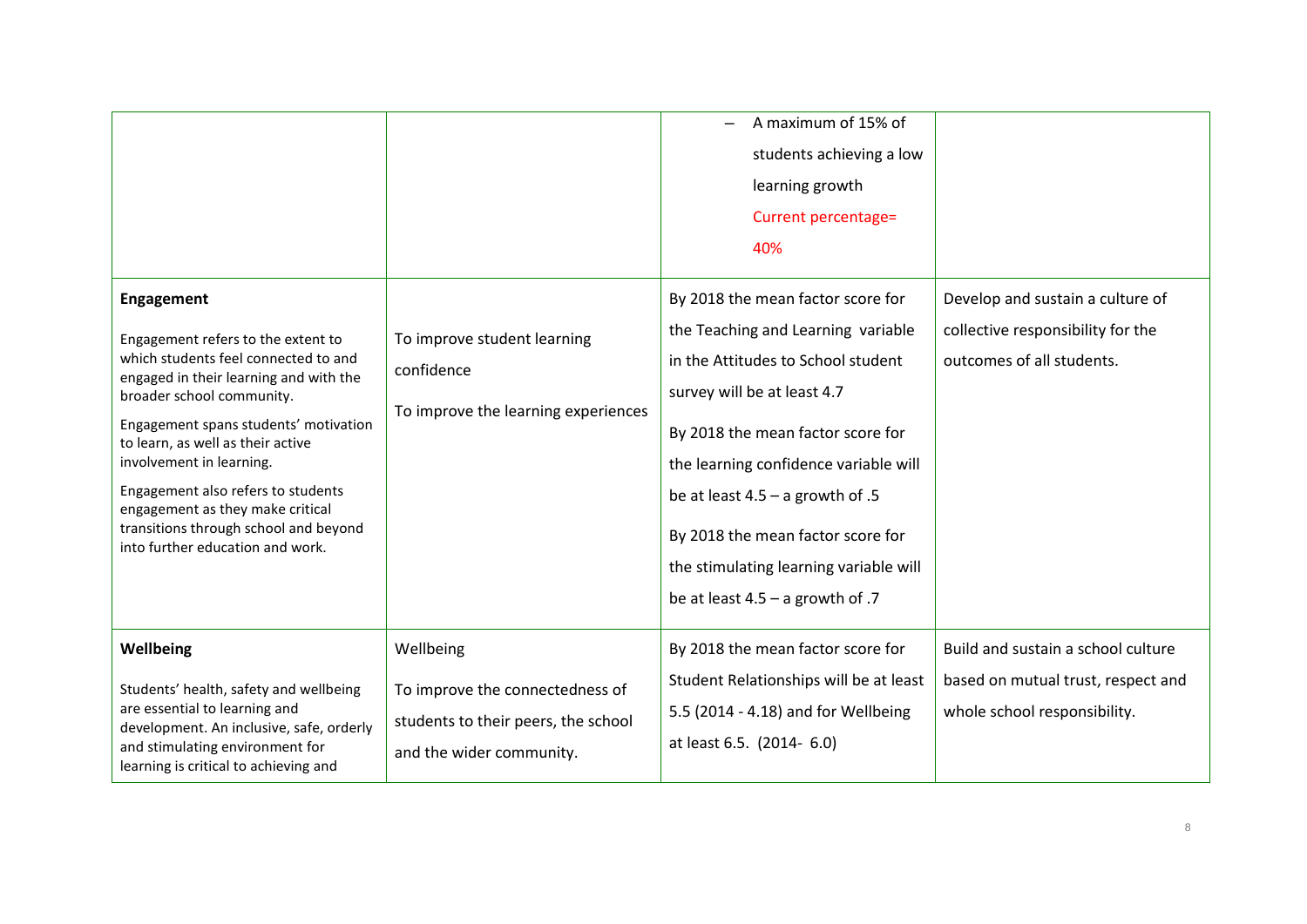| | | | |
|---|---|---|---|
| | | – A maximum of 15% of students achieving a low learning growth<br>Current percentage= 40% | |
| **Engagement**<br><br>Engagement refers to the extent to which students feel connected to and engaged in their learning and with the broader school community.<br><br>Engagement spans students' motivation to learn, as well as their active involvement in learning.<br><br>Engagement also refers to students engagement as they make critical transitions through school and beyond into further education and work. | To improve student learning confidence<br><br>To improve the learning experiences | By 2018 the mean factor score for the Teaching and Learning variable in the Attitudes to School student survey will be at least 4.7<br><br>By 2018 the mean factor score for the learning confidence variable will be at least 4.5 – a growth of .5<br><br>By 2018 the mean factor score for the stimulating learning variable will be at least 4.5 – a growth of .7 | Develop and sustain a culture of collective responsibility for the outcomes of all students. |
| **Wellbeing**<br><br>Students' health, safety and wellbeing are essential to learning and development. An inclusive, safe, orderly and stimulating environment for learning is critical to achieving and | Wellbeing<br><br>To improve the connectedness of students to their peers, the school and the wider community. | By 2018 the mean factor score for Student Relationships will be at least 5.5 (2014 - 4.18) and for Wellbeing at least 6.5. (2014- 6.0) | Build and sustain a school culture based on mutual trust, respect and whole school responsibility. |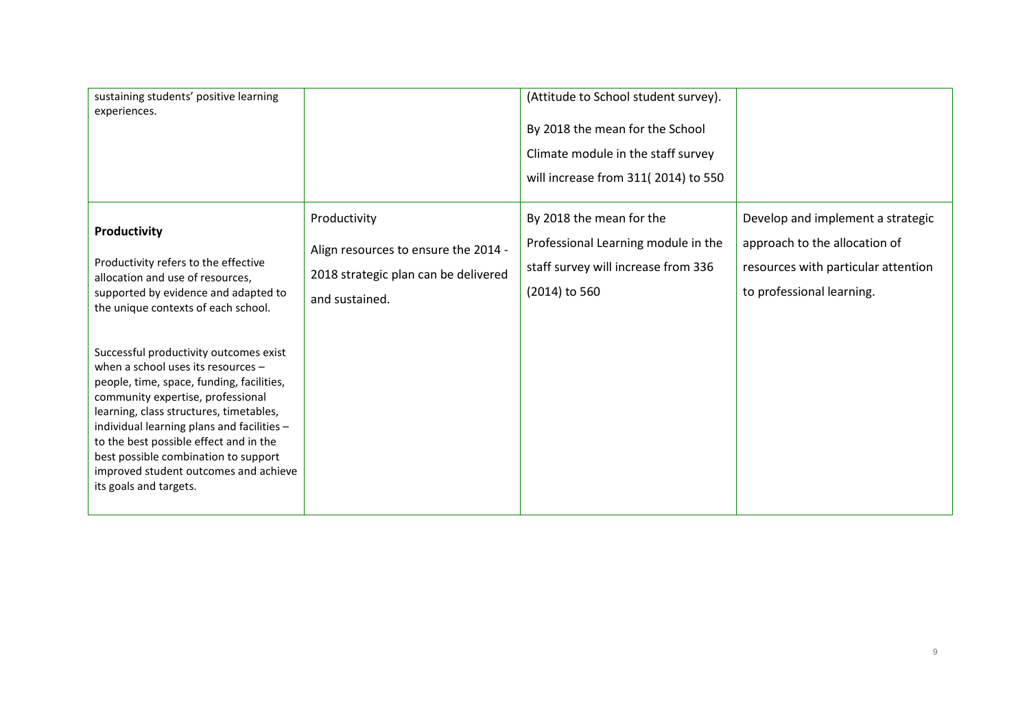| | | | |
|---|---|---|---|
| sustaining students' positive learning experiences. | | (Attitude to School student survey).<br><br>By 2018 the mean for the School Climate module in the staff survey will increase from 311( 2014) to 550 | |
| **Productivity**<br><br>Productivity refers to the effective allocation and use of resources, supported by evidence and adapted to the unique contexts of each school.<br><br>Successful productivity outcomes exist when a school uses its resources – people, time, space, funding, facilities, community expertise, professional learning, class structures, timetables, individual learning plans and facilities – to the best possible effect and in the best possible combination to support improved student outcomes and achieve its goals and targets. | Productivity<br><br>Align resources to ensure the 2014 - 2018 strategic plan can be delivered and sustained. | By 2018 the mean for the Professional Learning module in the staff survey will increase from 336 (2014) to 560 | Develop and implement a strategic approach to the allocation of resources with particular attention to professional learning. |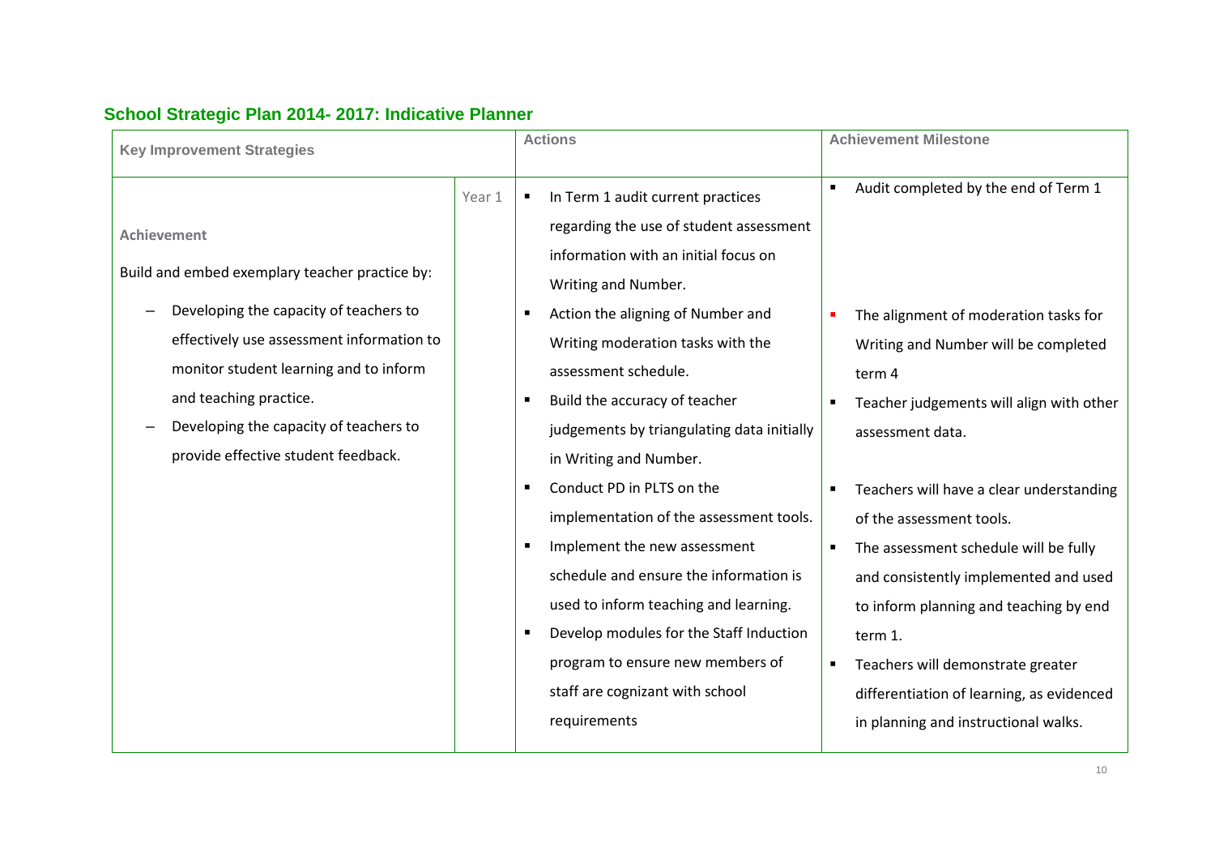## School Strategic Plan 2014- 2017: Indicative Planner

| Key Improvement Strategies | | Actions | Achievement Milestone |
|---|---|---|---|
| **Achievement**<br><br>Build and embed exemplary teacher practice by:<br>– Developing the capacity of teachers to effectively use assessment information to monitor student learning and to inform and teaching practice.<br>– Developing the capacity of teachers to provide effective student feedback. | Year 1 | ▪ In Term 1 audit current practices regarding the use of student assessment information with an initial focus on Writing and Number.<br>▪ Action the aligning of Number and Writing moderation tasks with the assessment schedule.<br>▪ Build the accuracy of teacher judgements by triangulating data initially in Writing and Number.<br>▪ Conduct PD in PLTS on the implementation of the assessment tools.<br>▪ Implement the new assessment schedule and ensure the information is used to inform teaching and learning.<br>▪ Develop modules for the Staff Induction program to ensure new members of staff are cognizant with school requirements | ▪ Audit completed by the end of Term 1<br>▪ The alignment of moderation tasks for Writing and Number will be completed term 4<br>▪ Teacher judgements will align with other assessment data.<br>▪ Teachers will have a clear understanding of the assessment tools.<br>▪ The assessment schedule will be fully and consistently implemented and used to inform planning and teaching by end term 1.<br>▪ Teachers will demonstrate greater differentiation of learning, as evidenced in planning and instructional walks. |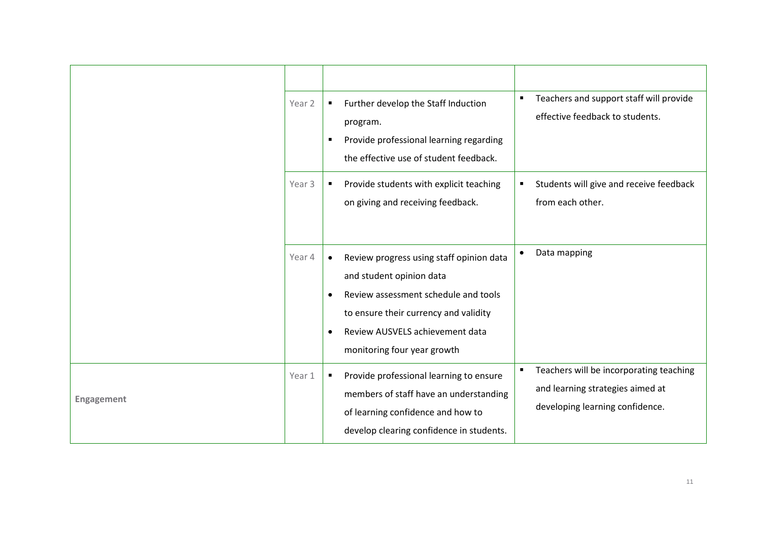| | | | |
|---|---|---|---|
| | | | |
| | Year 2 | ▪ Further develop the Staff Induction program.<br>▪ Provide professional learning regarding the effective use of student feedback. | ▪ Teachers and support staff will provide effective feedback to students. |
| | Year 3 | ▪ Provide students with explicit teaching on giving and receiving feedback. | ▪ Students will give and receive feedback from each other. |
| | Year 4 | • Review progress using staff opinion data and student opinion data<br>• Review assessment schedule and tools to ensure their currency and validity<br>• Review AUSVELS achievement data monitoring four year growth | • Data mapping |
| **Engagement** | Year 1 | ▪ Provide professional learning to ensure members of staff have an understanding of learning confidence and how to develop clearing confidence in students. | ▪ Teachers will be incorporating teaching and learning strategies aimed at developing learning confidence. |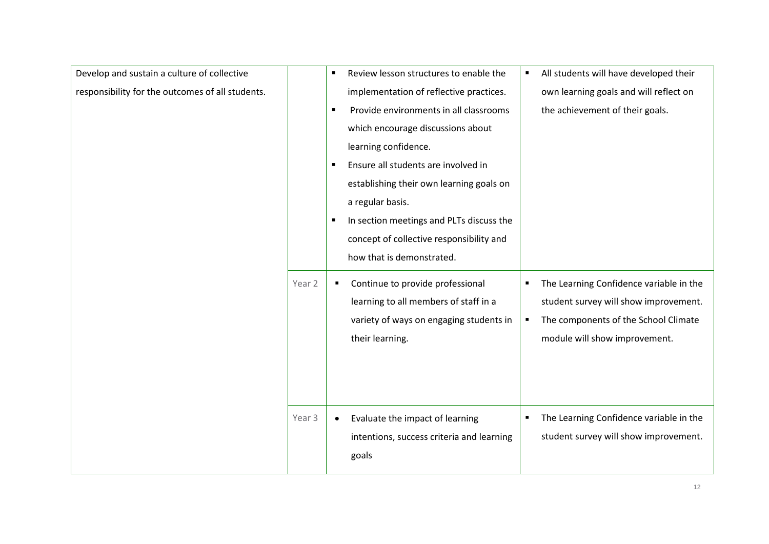| | | | |
|---|---|---|---|
| Develop and sustain a culture of collective responsibility for the outcomes of all students. | | ▪ Review lesson structures to enable the implementation of reflective practices.<br>▪ Provide environments in all classrooms which encourage discussions about learning confidence.<br>▪ Ensure all students are involved in establishing their own learning goals on a regular basis.<br>▪ In section meetings and PLTs discuss the concept of collective responsibility and how that is demonstrated. | ▪ All students will have developed their own learning goals and will reflect on the achievement of their goals. |
| | Year 2 | ▪ Continue to provide professional learning to all members of staff in a variety of ways on engaging students in their learning. | ▪ The Learning Confidence variable in the student survey will show improvement.<br>▪ The components of the School Climate module will show improvement. |
| | Year 3 | • Evaluate the impact of learning intentions, success criteria and learning goals | ▪ The Learning Confidence variable in the student survey will show improvement. |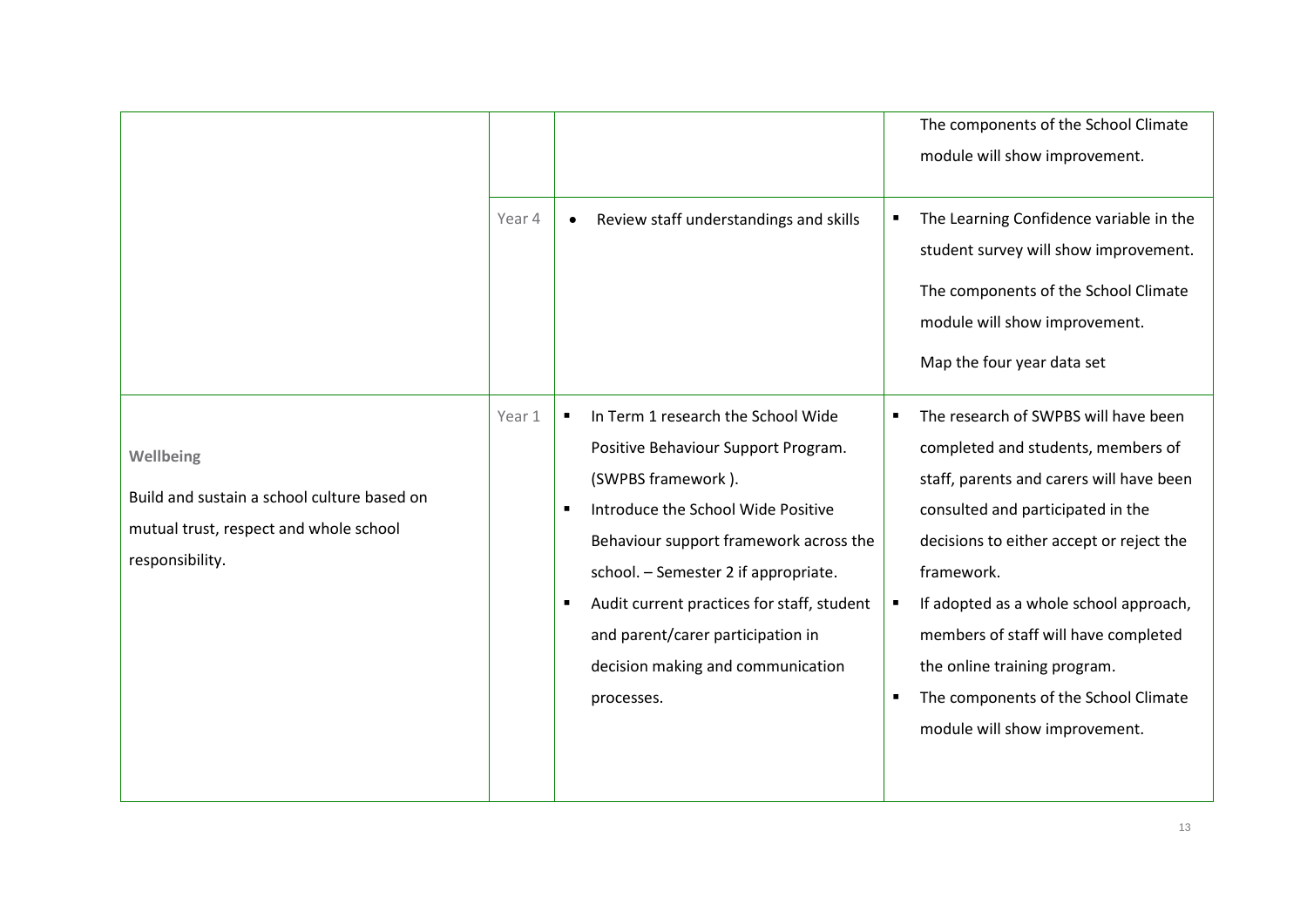| | | | |
|---|---|---|---|
| | | | The components of the School Climate module will show improvement. |
| | Year 4 | • Review staff understandings and skills | ▪ The Learning Confidence variable in the student survey will show improvement.<br><br>The components of the School Climate module will show improvement.<br><br>Map the four year data set |
| **Wellbeing**<br><br>Build and sustain a school culture based on mutual trust, respect and whole school responsibility. | Year 1 | ▪ In Term 1 research the School Wide Positive Behaviour Support Program. (SWPBS framework ).<br>▪ Introduce the School Wide Positive Behaviour support framework across the school. – Semester 2 if appropriate.<br>▪ Audit current practices for staff, student and parent/carer participation in decision making and communication processes. | ▪ The research of SWPBS will have been completed and students, members of staff, parents and carers will have been consulted and participated in the decisions to either accept or reject the framework.<br>▪ If adopted as a whole school approach, members of staff will have completed the online training program.<br>▪ The components of the School Climate module will show improvement. |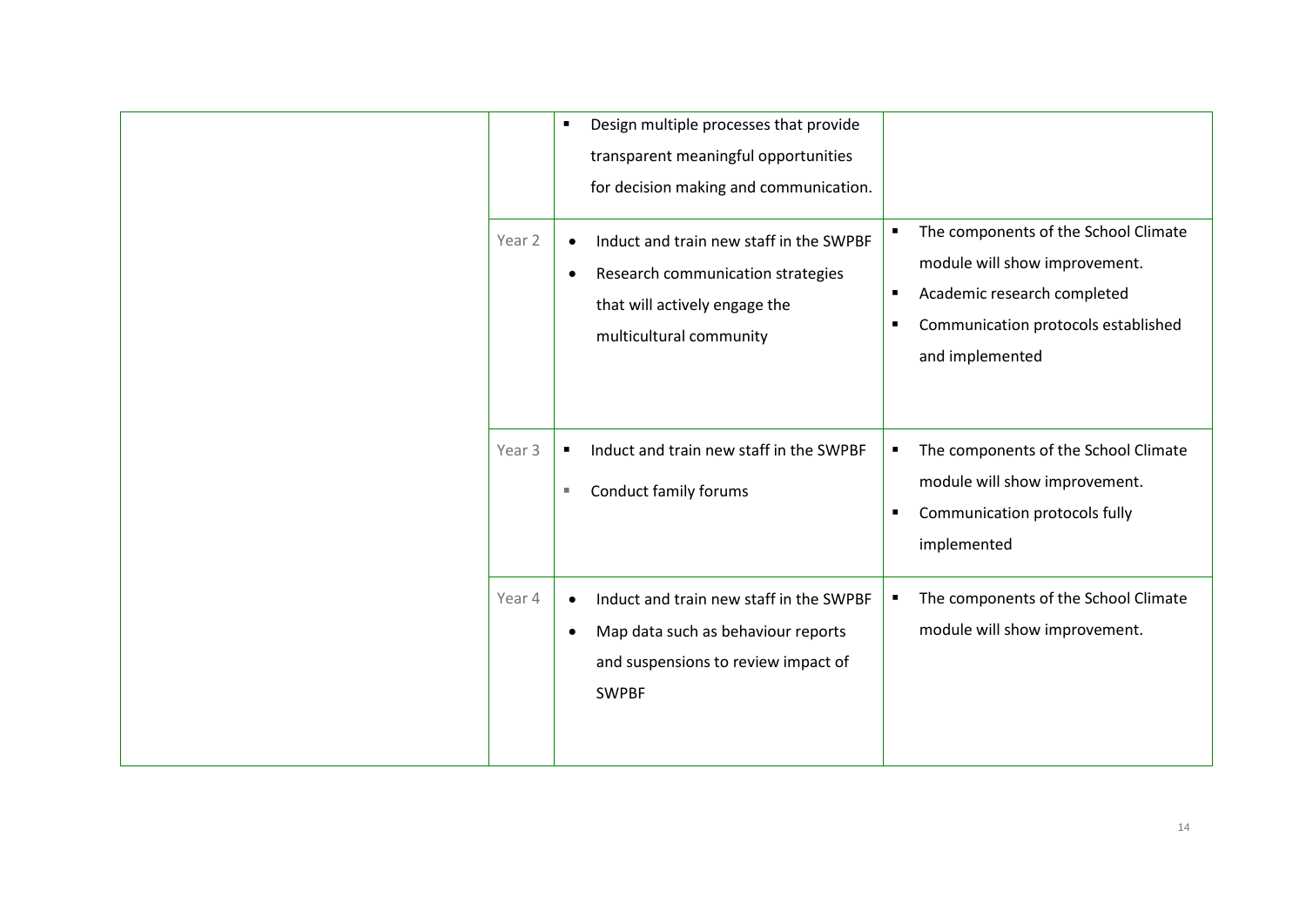| | | | |
|---|---|---|---|
| | | ▪ Design multiple processes that provide transparent meaningful opportunities for decision making and communication. | |
| | Year 2 | • Induct and train new staff in the SWPBF<br>• Research communication strategies that will actively engage the multicultural community | ▪ The components of the School Climate module will show improvement.<br>▪ Academic research completed<br>▪ Communication protocols established and implemented |
| | Year 3 | ▪ Induct and train new staff in the SWPBF<br>▪ Conduct family forums | ▪ The components of the School Climate module will show improvement.<br>▪ Communication protocols fully implemented |
| | Year 4 | • Induct and train new staff in the SWPBF<br>• Map data such as behaviour reports and suspensions to review impact of SWPBF | ▪ The components of the School Climate module will show improvement. |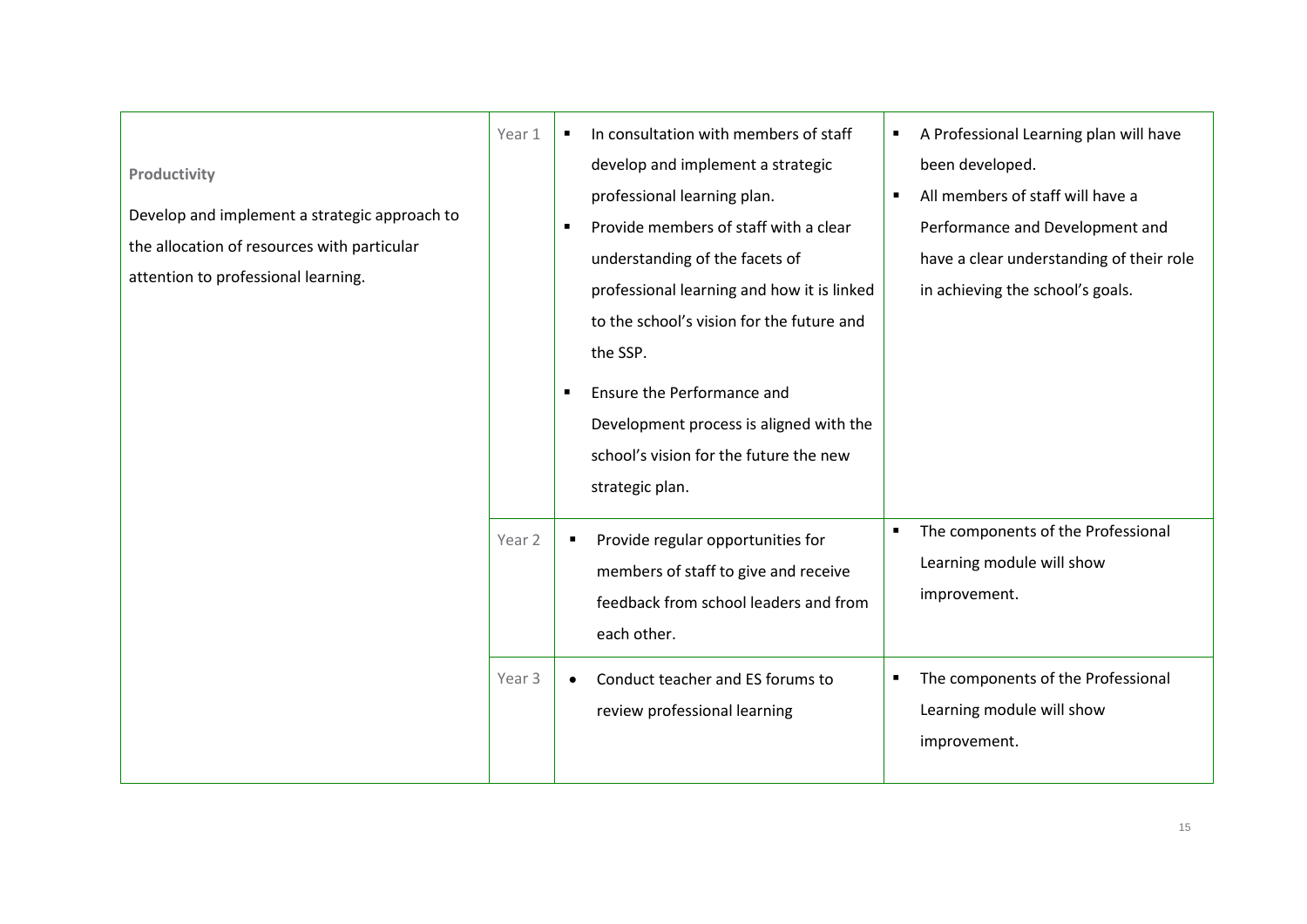| | | | |
|---|---|---|---|
| **Productivity**<br><br>Develop and implement a strategic approach to the allocation of resources with particular attention to professional learning. | Year 1 | ▪ In consultation with members of staff develop and implement a strategic professional learning plan.<br>▪ Provide members of staff with a clear understanding of the facets of professional learning and how it is linked to the school's vision for the future and the SSP.<br>▪ Ensure the Performance and Development process is aligned with the school's vision for the future the new strategic plan. | ▪ A Professional Learning plan will have been developed.<br>▪ All members of staff will have a Performance and Development and have a clear understanding of their role in achieving the school's goals. |
| | Year 2 | ▪ Provide regular opportunities for members of staff to give and receive feedback from school leaders and from each other. | ▪ The components of the Professional Learning module will show improvement. |
| | Year 3 | • Conduct teacher and ES forums to review professional learning | ▪ The components of the Professional Learning module will show improvement. |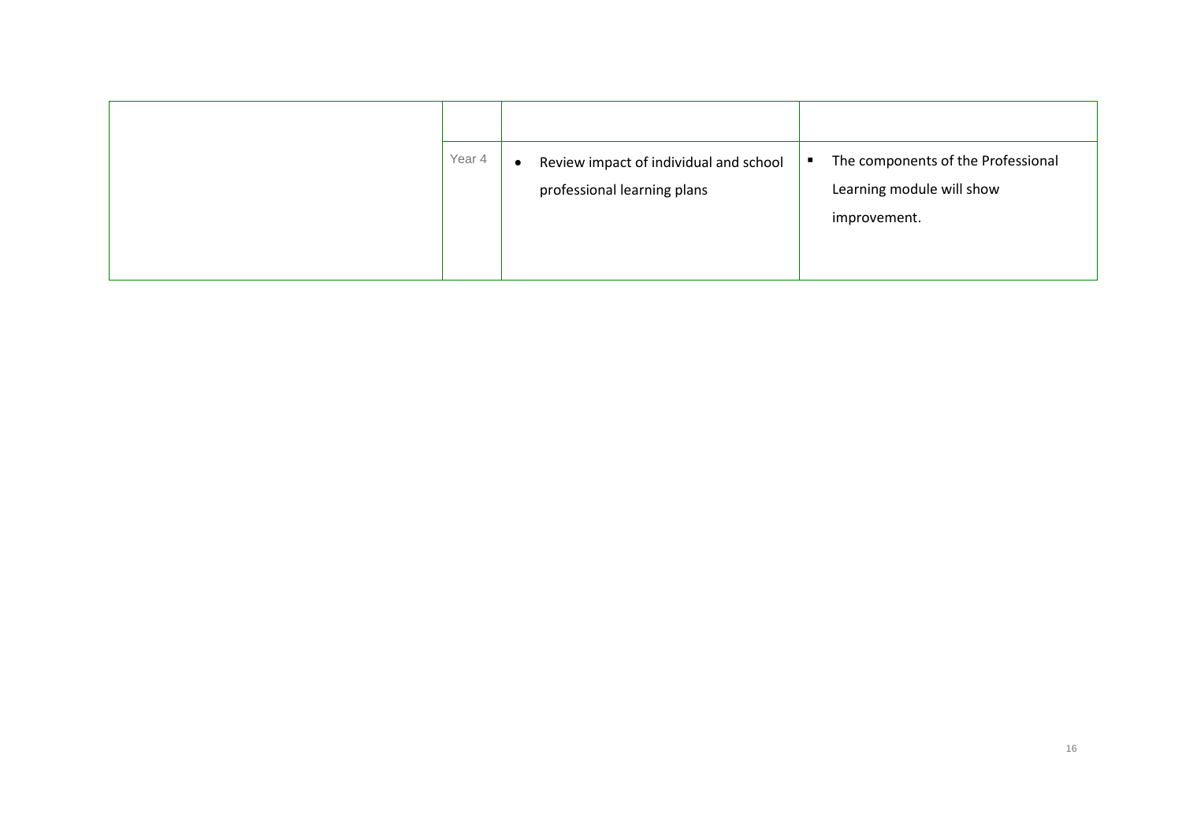| | | | |
|---|---|---|---|
| | | | |
| | Year 4 | • Review impact of individual and school professional learning plans | ▪ The components of the Professional Learning module will show improvement. |